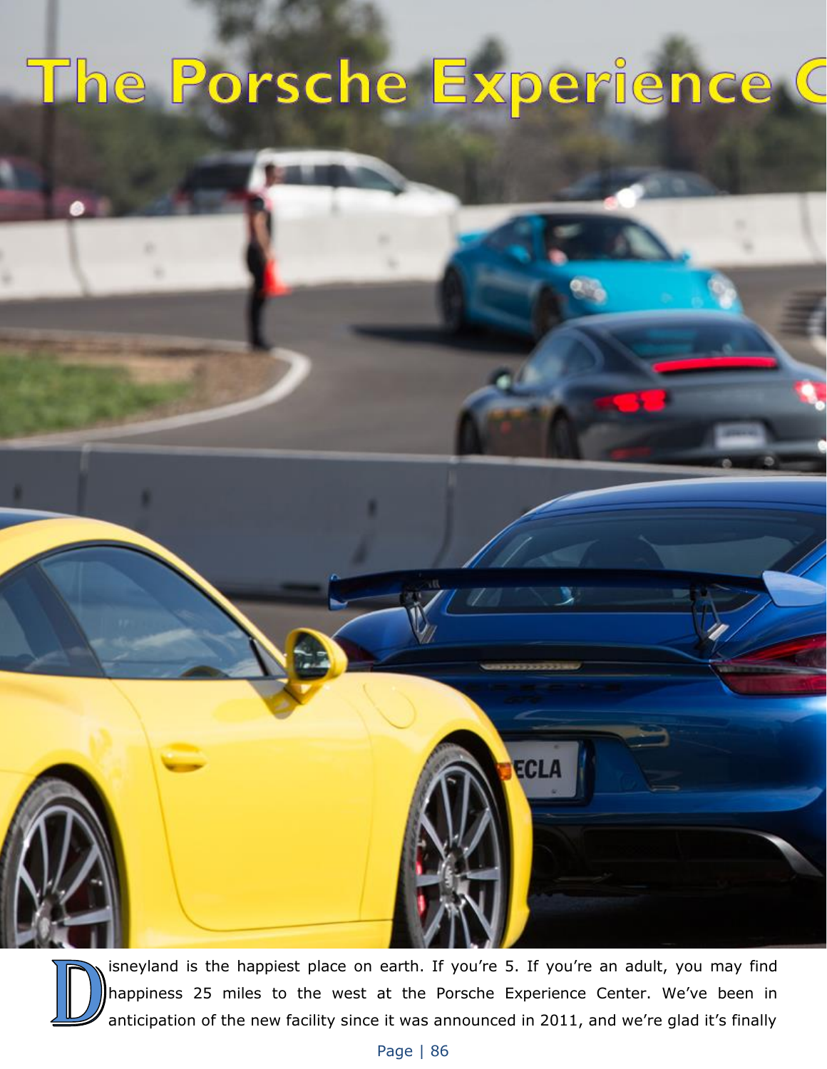# The Porsche Experience C

Disneyland is the happiest place on earth. If you're 5. If you're an adult, you may find happiness 25 miles to the west at the Porsche Experience Center. We've been in anticipation of the new facility since it was announced in 2011, and we're glad it's finally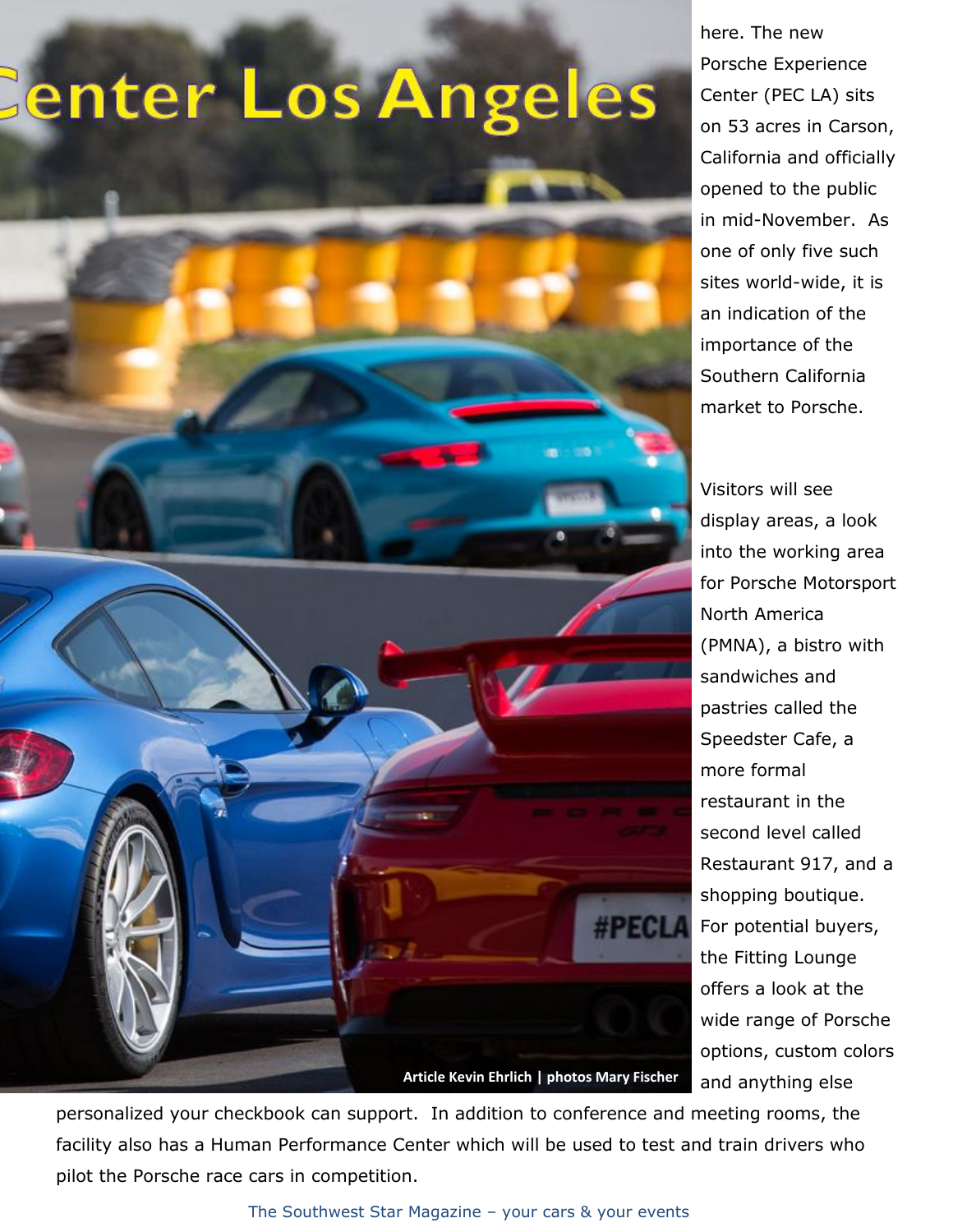# Center Los Angeles

Article Kevin Ehrlich | photos Mary Fischer

here. The new Porsche Experience Center (PEC LA) sits on 53 acres in Carson, California and officially opened to the public in mid-November. As one of only five such sites world-wide, it is an indication of the importance of the Southern California market to Porsche.

Visitors will see display areas, a look into the working area for Porsche Motorsport North America (PMNA), a bistro with sandwiches and pastries called the Speedster Cafe, a more formal restaurant in the second level called Restaurant 917, and a shopping boutique. For potential buyers, the Fitting Lounge offers a look at the wide range of Porsche options, custom colors and anything else personalized your checkbook can support. In addition to conference and meeting rooms, the facility also has a Human Performance Center which will be used to test and train drivers who pilot the Porsche race cars in competition.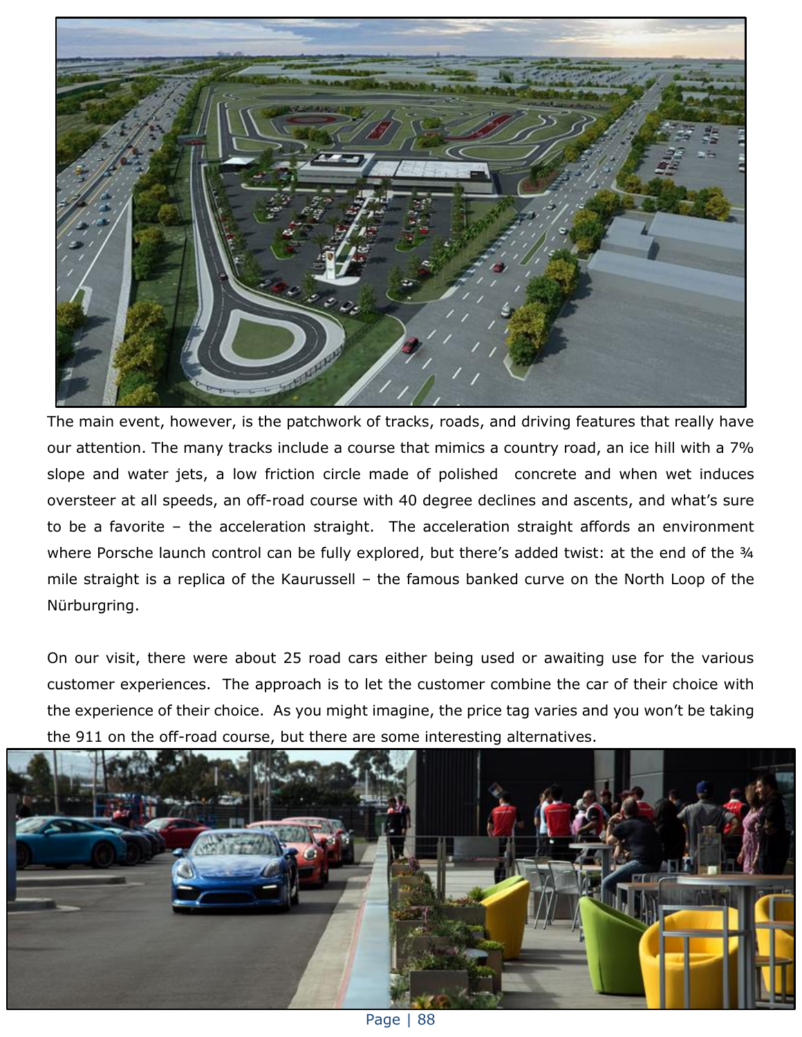The main event, however, is the patchwork of tracks, roads, and driving features that really have our attention. The many tracks include a course that mimics a country road, an ice hill with a 7% slope and water jets, a low friction circle made of polished concrete and when wet induces oversteer at all speeds, an off-road course with 40 degree declines and ascents, and what's sure to be a favorite – the acceleration straight. The acceleration straight affords an environment where Porsche launch control can be fully explored, but there's added twist: at the end of the ¾ mile straight is a replica of the Kaurussell – the famous banked curve on the North Loop of the Nürburgring.

On our visit, there were about 25 road cars either being used or awaiting use for the various customer experiences. The approach is to let the customer combine the car of their choice with the experience of their choice. As you might imagine, the price tag varies and you won't be taking the 911 on the off-road course, but there are some interesting alternatives.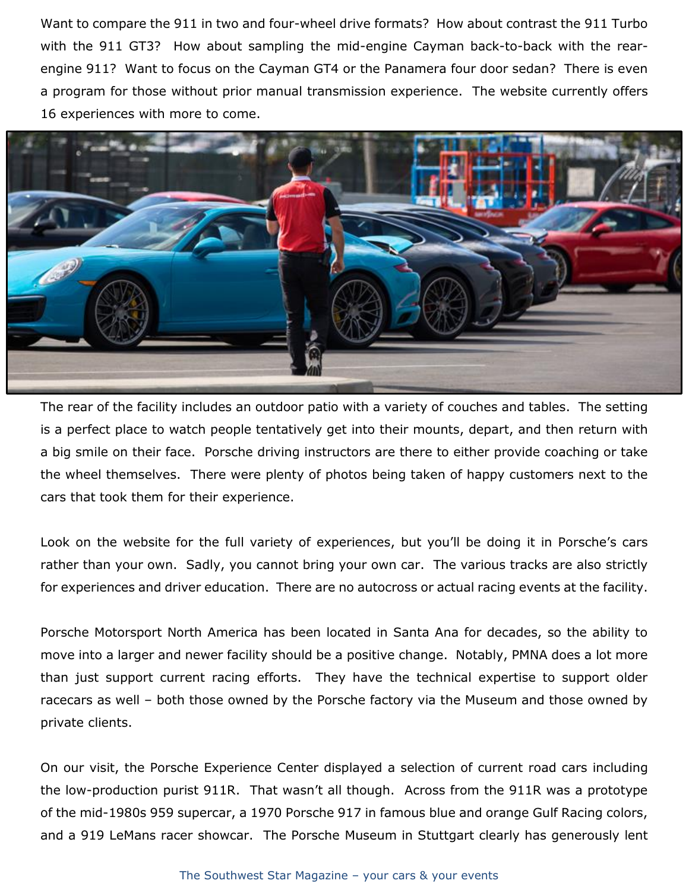Want to compare the 911 in two and four-wheel drive formats? How about contrast the 911 Turbo with the 911 GT3? How about sampling the mid-engine Cayman back-to-back with the rear-engine 911? Want to focus on the Cayman GT4 or the Panamera four door sedan? There is even a program for those without prior manual transmission experience. The website currently offers 16 experiences with more to come.

The rear of the facility includes an outdoor patio with a variety of couches and tables. The setting is a perfect place to watch people tentatively get into their mounts, depart, and then return with a big smile on their face. Porsche driving instructors are there to either provide coaching or take the wheel themselves. There were plenty of photos being taken of happy customers next to the cars that took them for their experience.

Look on the website for the full variety of experiences, but you'll be doing it in Porsche's cars rather than your own. Sadly, you cannot bring your own car. The various tracks are also strictly for experiences and driver education. There are no autocross or actual racing events at the facility.

Porsche Motorsport North America has been located in Santa Ana for decades, so the ability to move into a larger and newer facility should be a positive change. Notably, PMNA does a lot more than just support current racing efforts. They have the technical expertise to support older racecars as well – both those owned by the Porsche factory via the Museum and those owned by private clients.

On our visit, the Porsche Experience Center displayed a selection of current road cars including the low-production purist 911R. That wasn't all though. Across from the 911R was a prototype of the mid-1980s 959 supercar, a 1970 Porsche 917 in famous blue and orange Gulf Racing colors, and a 919 LeMans racer showcar. The Porsche Museum in Stuttgart clearly has generously lent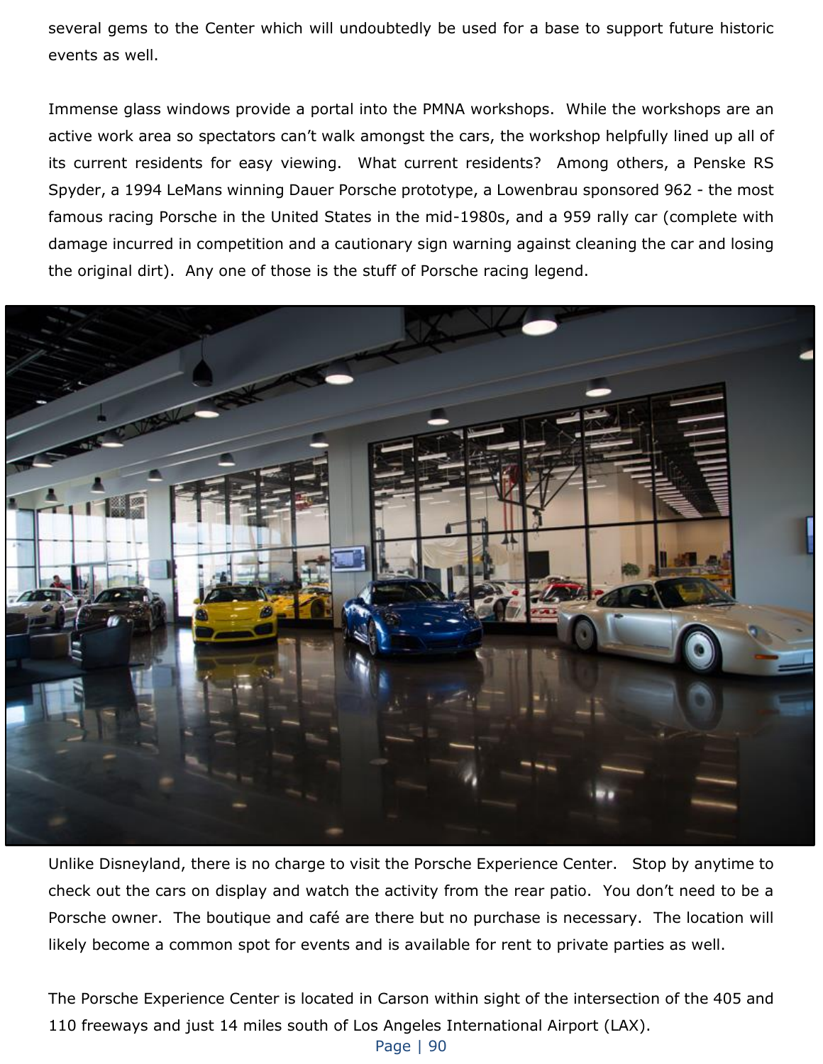several gems to the Center which will undoubtedly be used for a base to support future historic events as well.

Immense glass windows provide a portal into the PMNA workshops. While the workshops are an active work area so spectators can't walk amongst the cars, the workshop helpfully lined up all of its current residents for easy viewing. What current residents? Among others, a Penske RS Spyder, a 1994 LeMans winning Dauer Porsche prototype, a Lowenbrau sponsored 962 - the most famous racing Porsche in the United States in the mid-1980s, and a 959 rally car (complete with damage incurred in competition and a cautionary sign warning against cleaning the car and losing the original dirt). Any one of those is the stuff of Porsche racing legend.

Unlike Disneyland, there is no charge to visit the Porsche Experience Center. Stop by anytime to check out the cars on display and watch the activity from the rear patio. You don't need to be a Porsche owner. The boutique and café are there but no purchase is necessary. The location will likely become a common spot for events and is available for rent to private parties as well.

The Porsche Experience Center is located in Carson within sight of the intersection of the 405 and 110 freeways and just 14 miles south of Los Angeles International Airport (LAX).